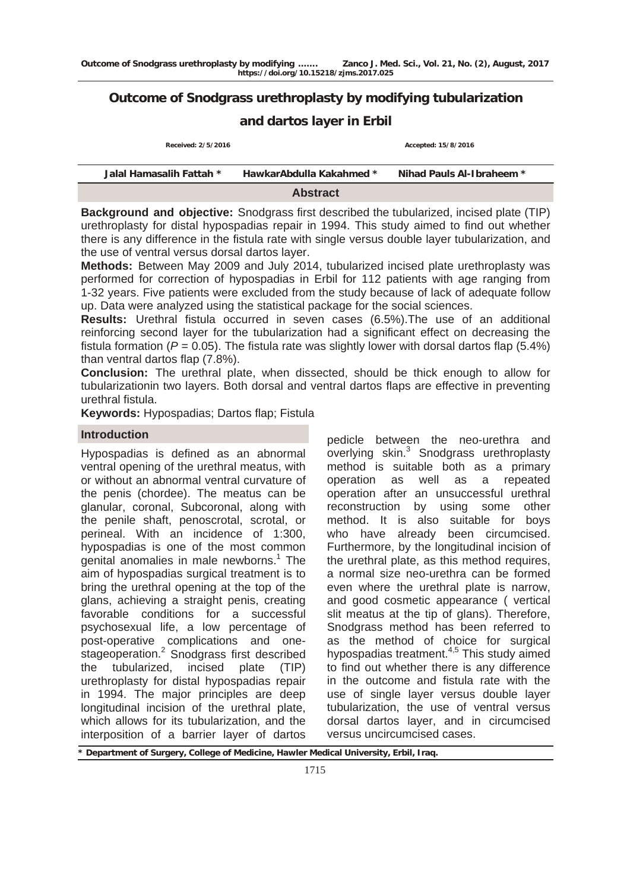# Outcome of Snodgrass urethroplasty by modifying tubularization and dartos layer in Erbil

Received: 2/5/2016 Accepted: 15/8/2016

Jalal Hamasalih Fattah * HawkarAbdulla Kakahmed * Nihad Pauls Al-Ibraheem *

## Abstract

**Background and objective:** Snodgrass first described the tubularized, incised plate (TIP) urethroplasty for distal hypospadias repair in 1994. This study aimed to find out whether there is any difference in the fistula rate with single versus double layer tubularization, and the use of ventral versus dorsal dartos layer.

**Methods:** Between May 2009 and July 2014, tubularized incised plate urethroplasty was performed for correction of hypospadias in Erbil for 112 patients with age ranging from 1-32 years. Five patients were excluded from the study because of lack of adequate follow up. Data were analyzed using the statistical package for the social sciences.

**Results:** Urethral fistula occurred in seven cases (6.5%).The use of an additional reinforcing second layer for the tubularization had a significant effect on decreasing the fistula formation ($P = 0.05$). The fistula rate was slightly lower with dorsal dartos flap (5.4%) than ventral dartos flap (7.8%).

**Conclusion:** The urethral plate, when dissected, should be thick enough to allow for tubularizationin two layers. Both dorsal and ventral dartos flaps are effective in preventing urethral fistula.

**Keywords:** Hypospadias; Dartos flap; Fistula

## Introduction

Hypospadias is defined as an abnormal ventral opening of the urethral meatus, with or without an abnormal ventral curvature of the penis (chordee). The meatus can be glanular, coronal, Subcoronal, along with the penile shaft, penoscrotal, scrotal, or perineal. With an incidence of 1:300, hypospadias is one of the most common genital anomalies in male newborns.[1] The aim of hypospadias surgical treatment is to bring the urethral opening at the top of the glans, achieving a straight penis, creating favorable conditions for a successful psychosexual life, a low percentage of post-operative complications and one-stageoperation.[2] Snodgrass first described the tubularized, incised plate (TIP) urethroplasty for distal hypospadias repair in 1994. The major principles are deep longitudinal incision of the urethral plate, which allows for its tubularization, and the interposition of a barrier layer of dartos pedicle between the neo-urethra and overlying skin.[3] Snodgrass urethroplasty method is suitable both as a primary operation as well as a repeated operation after an unsuccessful urethral reconstruction by using some other method. It is also suitable for boys who have already been circumcised. Furthermore, by the longitudinal incision of the urethral plate, as this method requires, a normal size neo-urethra can be formed even where the urethral plate is narrow, and good cosmetic appearance ( vertical slit meatus at the tip of glans). Therefore, Snodgrass method has been referred to as the method of choice for surgical hypospadias treatment.[4,5] This study aimed to find out whether there is any difference in the outcome and fistula rate with the use of single layer versus double layer tubularization, the use of ventral versus dorsal dartos layer, and in circumcised versus uncircumcised cases.

\* Department of Surgery, College of Medicine, Hawler Medical University, Erbil, Iraq.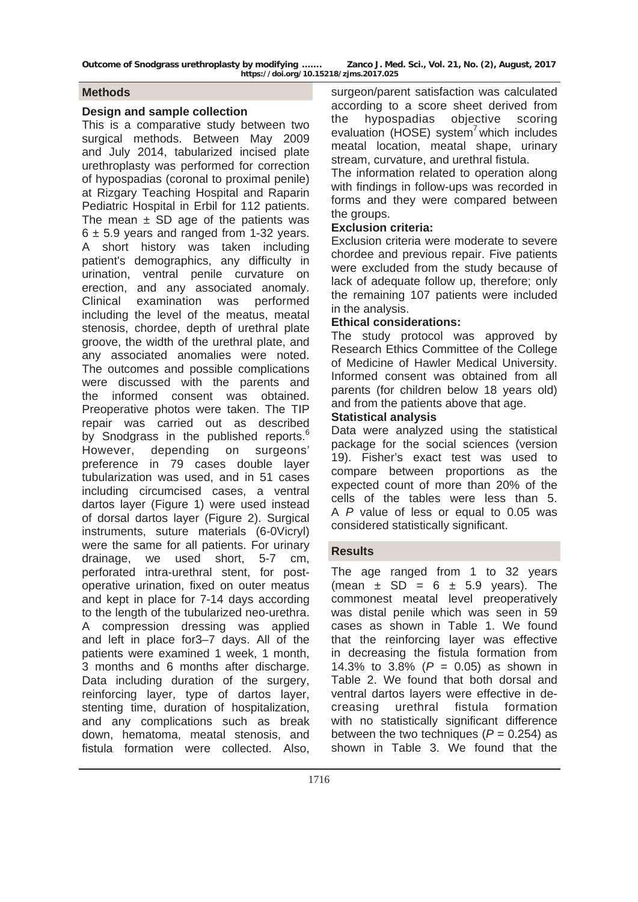## Methods

### Design and sample collection

This is a comparative study between two surgical methods. Between May 2009 and July 2014, tabularized incised plate urethroplasty was performed for correction of hypospadias (coronal to proximal penile) at Rizgary Teaching Hospital and Raparin Pediatric Hospital in Erbil for 112 patients. The mean ± SD age of the patients was 6 ± 5.9 years and ranged from 1-32 years. A short history was taken including patient's demographics, any difficulty in urination, ventral penile curvature on erection, and any associated anomaly. Clinical examination was performed including the level of the meatus, meatal stenosis, chordee, depth of urethral plate groove, the width of the urethral plate, and any associated anomalies were noted. The outcomes and possible complications were discussed with the parents and the informed consent was obtained. Preoperative photos were taken. The TIP repair was carried out as described by Snodgrass in the published reports.[6] However, depending on surgeons' preference in 79 cases double layer tubularization was used, and in 51 cases including circumcised cases, a ventral dartos layer (Figure 1) were used instead of dorsal dartos layer (Figure 2). Surgical instruments, suture materials (6-0Vicryl) were the same for all patients. For urinary drainage, we used short, 5-7 cm, perforated intra-urethral stent, for post-operative urination, fixed on outer meatus and kept in place for 7-14 days according to the length of the tubularized neo-urethra. A compression dressing was applied and left in place for3–7 days. All of the patients were examined 1 week, 1 month, 3 months and 6 months after discharge. Data including duration of the surgery, reinforcing layer, type of dartos layer, stenting time, duration of hospitalization, and any complications such as break down, hematoma, meatal stenosis, and fistula formation were collected. Also, surgeon/parent satisfaction was calculated according to a score sheet derived from the hypospadias objective scoring evaluation (HOSE) system[7] which includes meatal location, meatal shape, urinary stream, curvature, and urethral fistula.

The information related to operation along with findings in follow-ups was recorded in forms and they were compared between the groups.

### Exclusion criteria:

Exclusion criteria were moderate to severe chordee and previous repair. Five patients were excluded from the study because of lack of adequate follow up, therefore; only the remaining 107 patients were included in the analysis.

### Ethical considerations:

The study protocol was approved by Research Ethics Committee of the College of Medicine of Hawler Medical University. Informed consent was obtained from all parents (for children below 18 years old) and from the patients above that age.

### Statistical analysis

Data were analyzed using the statistical package for the social sciences (version 19). Fisher's exact test was used to compare between proportions as the expected count of more than 20% of the cells of the tables were less than 5. A *P* value of less or equal to 0.05 was considered statistically significant.

## Results

The age ranged from 1 to 32 years (mean ± SD = 6 ± 5.9 years). The commonest meatal level preoperatively was distal penile which was seen in 59 cases as shown in Table 1. We found that the reinforcing layer was effective in decreasing the fistula formation from 14.3% to 3.8% ($P = 0.05$) as shown in Table 2. We found that both dorsal and ventral dartos layers were effective in decreasing urethral fistula formation with no statistically significant difference between the two techniques ($P = 0.254$) as shown in Table 3. We found that the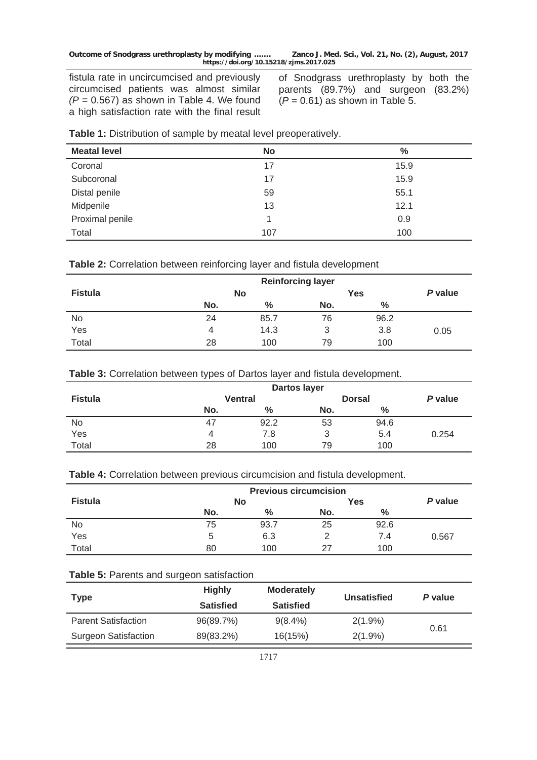fistula rate in uncircumcised and previously circumcised patients was almost similar ($P$ = 0.567) as shown in Table 4. We found a high satisfaction rate with the final result of Snodgrass urethroplasty by both the parents (89.7%) and surgeon (83.2%) ($P$ = 0.61) as shown in Table 5.

**Table 1:** Distribution of sample by meatal level preoperatively.

| Meatal level | No | % |
|---|---|---|
| Coronal | 17 | 15.9 |
| Subcoronal | 17 | 15.9 |
| Distal penile | 59 | 55.1 |
| Midpenile | 13 | 12.1 |
| Proximal penile | 1 | 0.9 |
| Total | 107 | 100 |

**Table 2:** Correlation between reinforcing layer and fistula development

| Fistula | Reinforcing layer | | | | *P* value |
|---|---|---|---|---|---|
| | No | | Yes | | |
| | No. | % | No. | % | |
| No | 24 | 85.7 | 76 | 96.2 | 0.05 |
| Yes | 4 | 14.3 | 3 | 3.8 | |
| Total | 28 | 100 | 79 | 100 | |

**Table 3:** Correlation between types of Dartos layer and fistula development.

| Fistula | Dartos layer | | | | *P* value |
|---|---|---|---|---|---|
| | Ventral | | Dorsal | | |
| | No. | % | No. | % | |
| No | 47 | 92.2 | 53 | 94.6 | 0.254 |
| Yes | 4 | 7.8 | 3 | 5.4 | |
| Total | 28 | 100 | 79 | 100 | |

**Table 4:** Correlation between previous circumcision and fistula development.

| Fistula | Previous circumcision | | | | *P* value |
|---|---|---|---|---|---|
| | No | | Yes | | |
| | No. | % | No. | % | |
| No | 75 | 93.7 | 25 | 92.6 | 0.567 |
| Yes | 5 | 6.3 | 2 | 7.4 | |
| Total | 80 | 100 | 27 | 100 | |

**Table 5:** Parents and surgeon satisfaction

| Type | Highly Satisfied | Moderately Satisfied | Unsatisfied | *P* value |
|---|---|---|---|---|
| Parent Satisfaction | 96(89.7%) | 9(8.4%) | 2(1.9%) | 0.61 |
| Surgeon Satisfaction | 89(83.2%) | 16(15%) | 2(1.9%) | |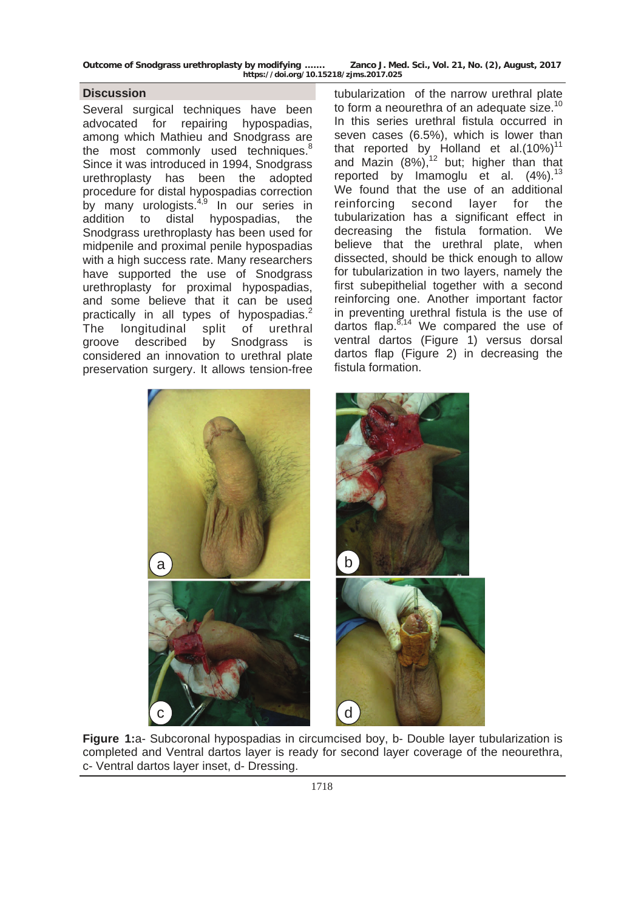## Discussion

Several surgical techniques have been advocated for repairing hypospadias, among which Mathieu and Snodgrass are the most commonly used techniques.[8] Since it was introduced in 1994, Snodgrass urethroplasty has been the adopted procedure for distal hypospadias correction by many urologists.[4,9] In our series in addition to distal hypospadias, the Snodgrass urethroplasty has been used for midpenile and proximal penile hypospadias with a high success rate. Many researchers have supported the use of Snodgrass urethroplasty for proximal hypospadias, and some believe that it can be used practically in all types of hypospadias.[2] The longitudinal split of urethral groove described by Snodgrass is considered an innovation to urethral plate preservation surgery. It allows tension-free tubularization of the narrow urethral plate to form a neourethra of an adequate size.[10] In this series urethral fistula occurred in seven cases (6.5%), which is lower than that reported by Holland et al.(10%)[11] and Mazin (8%),[12] but; higher than that reported by Imamoglu et al. (4%).[13] We found that the use of an additional reinforcing second layer for the tubularization has a significant effect in decreasing the fistula formation. We believe that the urethral plate, when dissected, should be thick enough to allow for tubularization in two layers, namely the first subepithelial together with a second reinforcing one. Another important factor in preventing urethral fistula is the use of dartos flap.[8,14] We compared the use of ventral dartos (Figure 1) versus dorsal dartos flap (Figure 2) in decreasing the fistula formation.

**Figure 1:** a- Subcoronal hypospadias in circumcised boy, b- Double layer tubularization is completed and Ventral dartos layer is ready for second layer coverage of the neourethra, c- Ventral dartos layer inset, d- Dressing.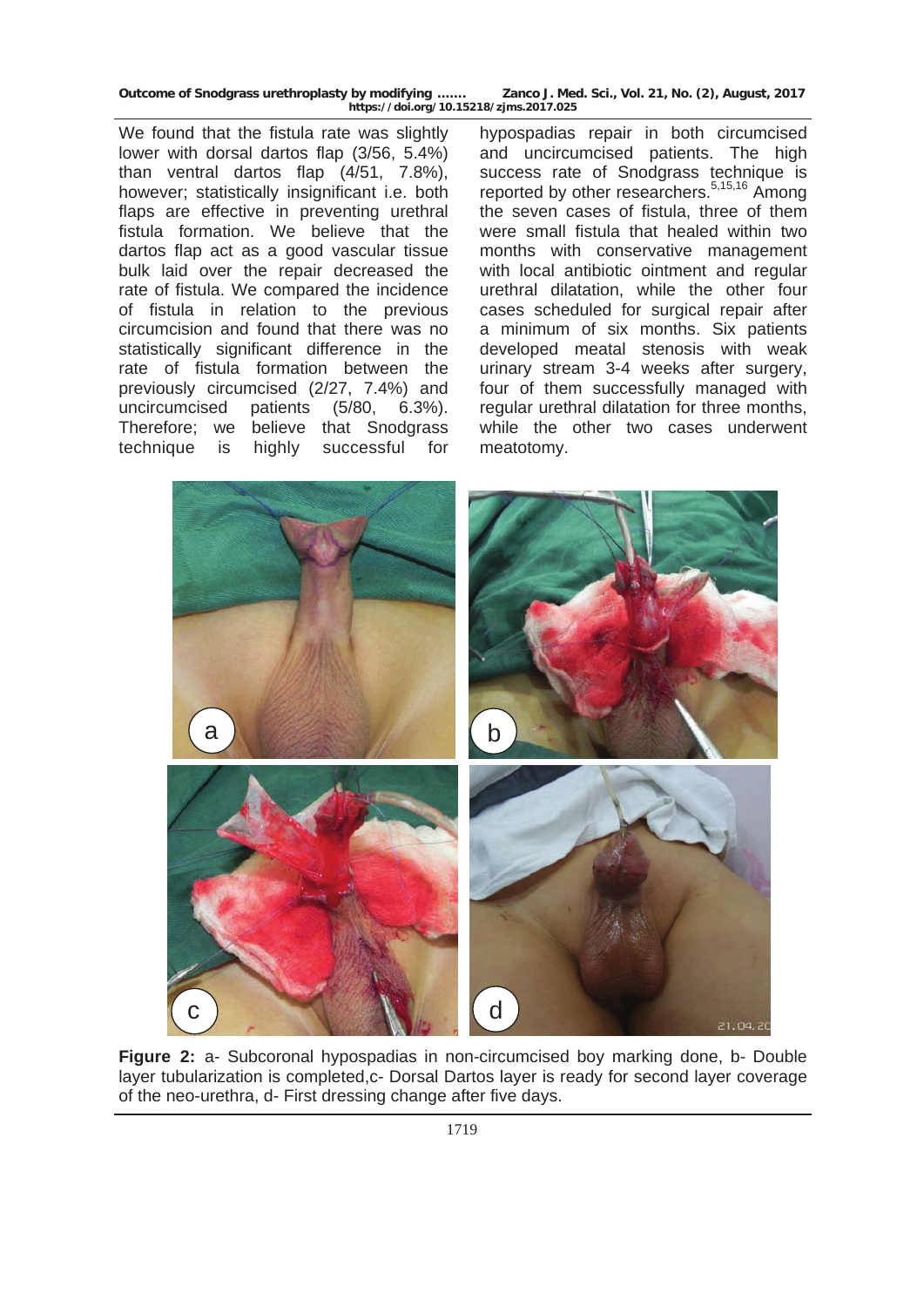We found that the fistula rate was slightly lower with dorsal dartos flap (3/56, 5.4%) than ventral dartos flap (4/51, 7.8%), however; statistically insignificant i.e. both flaps are effective in preventing urethral fistula formation. We believe that the dartos flap act as a good vascular tissue bulk laid over the repair decreased the rate of fistula. We compared the incidence of fistula in relation to the previous circumcision and found that there was no statistically significant difference in the rate of fistula formation between the previously circumcised (2/27, 7.4%) and uncircumcised patients (5/80, 6.3%). Therefore; we believe that Snodgrass technique is highly successful for hypospadias repair in both circumcised and uncircumcised patients. The high success rate of Snodgrass technique is reported by other researchers.[5,15,16] Among the seven cases of fistula, three of them were small fistula that healed within two months with conservative management with local antibiotic ointment and regular urethral dilatation, while the other four cases scheduled for surgical repair after a minimum of six months. Six patients developed meatal stenosis with weak urinary stream 3-4 weeks after surgery, four of them successfully managed with regular urethral dilatation for three months, while the other two cases underwent meatotomy.

**Figure 2:** a- Subcoronal hypospadias in non-circumcised boy marking done, b- Double layer tubularization is completed,c- Dorsal Dartos layer is ready for second layer coverage of the neo-urethra, d- First dressing change after five days.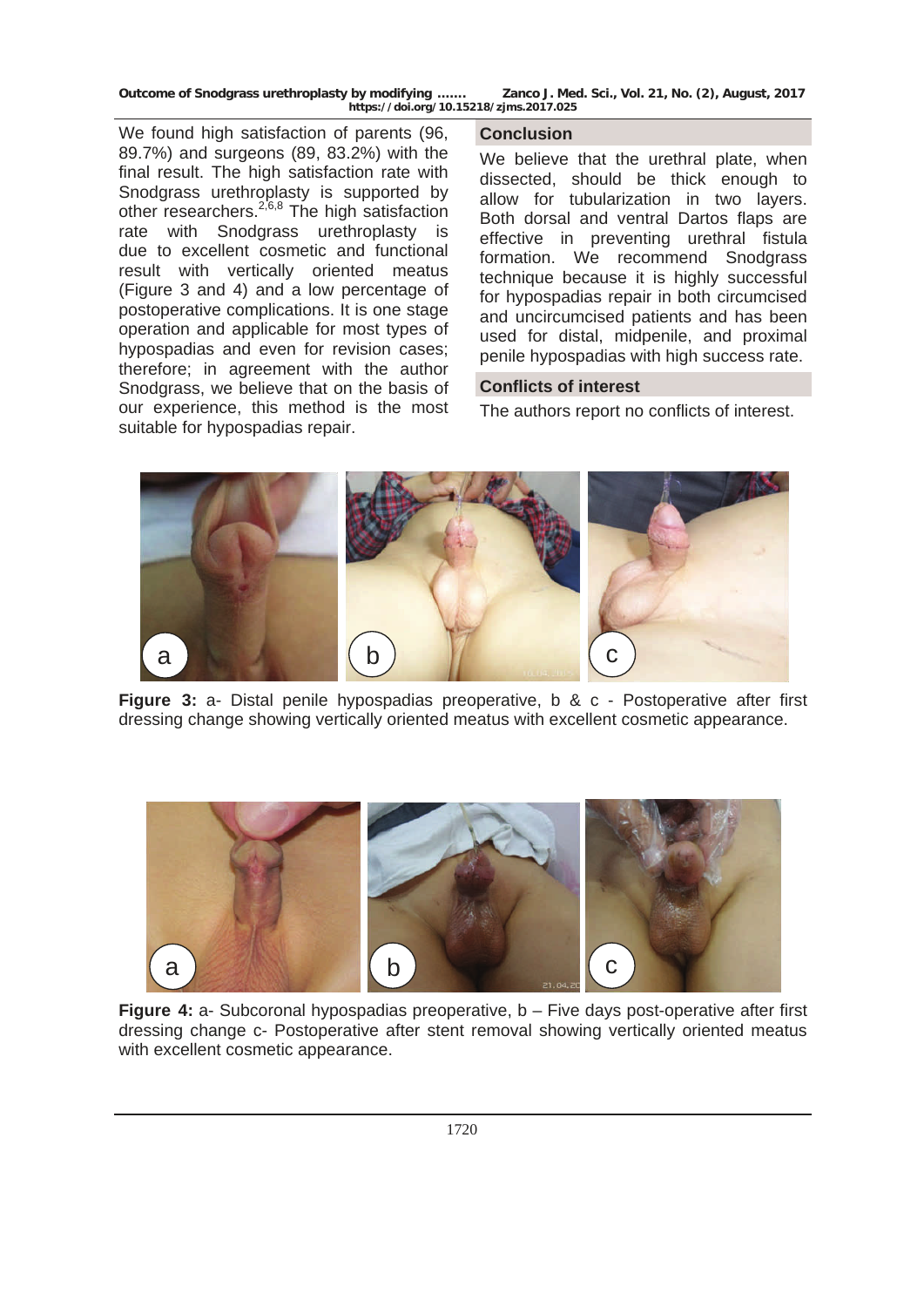We found high satisfaction of parents (96, 89.7%) and surgeons (89, 83.2%) with the final result. The high satisfaction rate with Snodgrass urethroplasty is supported by other researchers.[2,6,8] The high satisfaction rate with Snodgrass urethroplasty is due to excellent cosmetic and functional result with vertically oriented meatus (Figure 3 and 4) and a low percentage of postoperative complications. It is one stage operation and applicable for most types of hypospadias and even for revision cases; therefore; in agreement with the author Snodgrass, we believe that on the basis of our experience, this method is the most suitable for hypospadias repair.

## Conclusion

We believe that the urethral plate, when dissected, should be thick enough to allow for tubularization in two layers. Both dorsal and ventral Dartos flaps are effective in preventing urethral fistula formation. We recommend Snodgrass technique because it is highly successful for hypospadias repair in both circumcised and uncircumcised patients and has been used for distal, midpenile, and proximal penile hypospadias with high success rate.

## Conflicts of interest

The authors report no conflicts of interest.

**Figure 3:** a- Distal penile hypospadias preoperative, b & c - Postoperative after first dressing change showing vertically oriented meatus with excellent cosmetic appearance.

**Figure 4:** a- Subcoronal hypospadias preoperative, b – Five days post-operative after first dressing change c- Postoperative after stent removal showing vertically oriented meatus with excellent cosmetic appearance.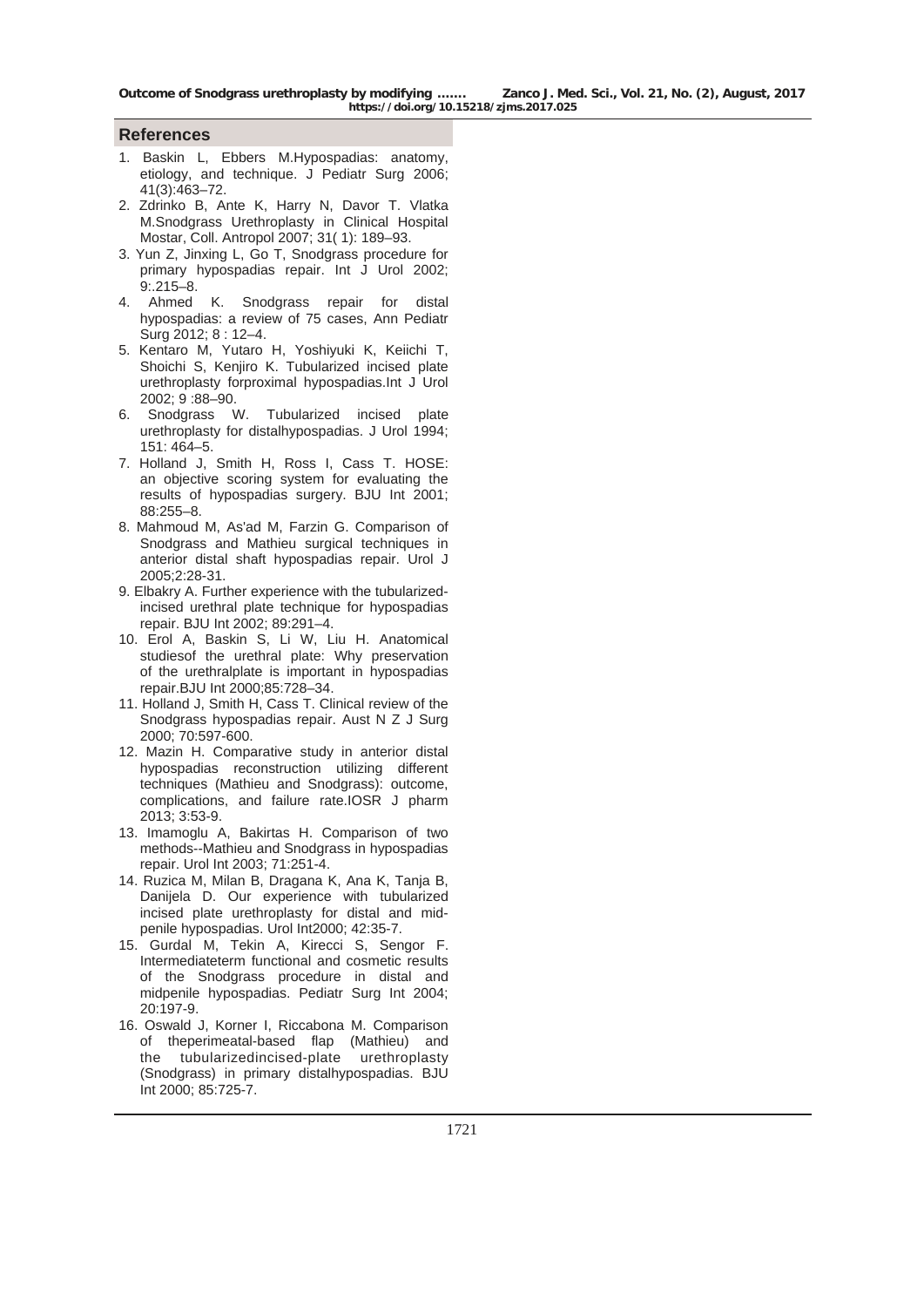## References

1. Baskin L, Ebbers M.Hypospadias: anatomy, etiology, and technique. J Pediatr Surg 2006; 41(3):463–72.
2. Zdrinko B, Ante K, Harry N, Davor T. Vlatka M.Snodgrass Urethroplasty in Clinical Hospital Mostar, Coll. Antropol 2007; 31( 1): 189–93.
3. Yun Z, Jinxing L, Go T, Snodgrass procedure for primary hypospadias repair. Int J Urol 2002; 9:.215–8.
4. Ahmed K. Snodgrass repair for distal hypospadias: a review of 75 cases, Ann Pediatr Surg 2012; 8 : 12–4.
5. Kentaro M, Yutaro H, Yoshiyuki K, Keiichi T, Shoichi S, Kenjiro K. Tubularized incised plate urethroplasty forproximal hypospadias.Int J Urol 2002; 9 :88–90.
6. Snodgrass W. Tubularized incised plate urethroplasty for distalhypospadias. J Urol 1994; 151: 464–5.
7. Holland J, Smith H, Ross I, Cass T. HOSE: an objective scoring system for evaluating the results of hypospadias surgery. BJU Int 2001; 88:255–8.
8. Mahmoud M, As'ad M, Farzin G. Comparison of Snodgrass and Mathieu surgical techniques in anterior distal shaft hypospadias repair. Urol J 2005;2:28-31.
9. Elbakry A. Further experience with the tubularized-incised urethral plate technique for hypospadias repair. BJU Int 2002; 89:291–4.
10. Erol A, Baskin S, Li W, Liu H. Anatomical studiesof the urethral plate: Why preservation of the urethralplate is important in hypospadias repair.BJU Int 2000;85:728–34.
11. Holland J, Smith H, Cass T. Clinical review of the Snodgrass hypospadias repair. Aust N Z J Surg 2000; 70:597-600.
12. Mazin H. Comparative study in anterior distal hypospadias reconstruction utilizing different techniques (Mathieu and Snodgrass): outcome, complications, and failure rate.IOSR J pharm 2013; 3:53-9.
13. Imamoglu A, Bakirtas H. Comparison of two methods--Mathieu and Snodgrass in hypospadias repair. Urol Int 2003; 71:251-4.
14. Ruzica M, Milan B, Dragana K, Ana K, Tanja B, Danijela D. Our experience with tubularized incised plate urethroplasty for distal and mid-penile hypospadias. Urol Int2000; 42:35-7.
15. Gurdal M, Tekin A, Kirecci S, Sengor F. Intermediateterm functional and cosmetic results of the Snodgrass procedure in distal and midpenile hypospadias. Pediatr Surg Int 2004; 20:197-9.
16. Oswald J, Korner I, Riccabona M. Comparison of theperimeatal-based flap (Mathieu) and the tubularizedincised-plate urethroplasty (Snodgrass) in primary distalhypospadias. BJU Int 2000; 85:725-7.